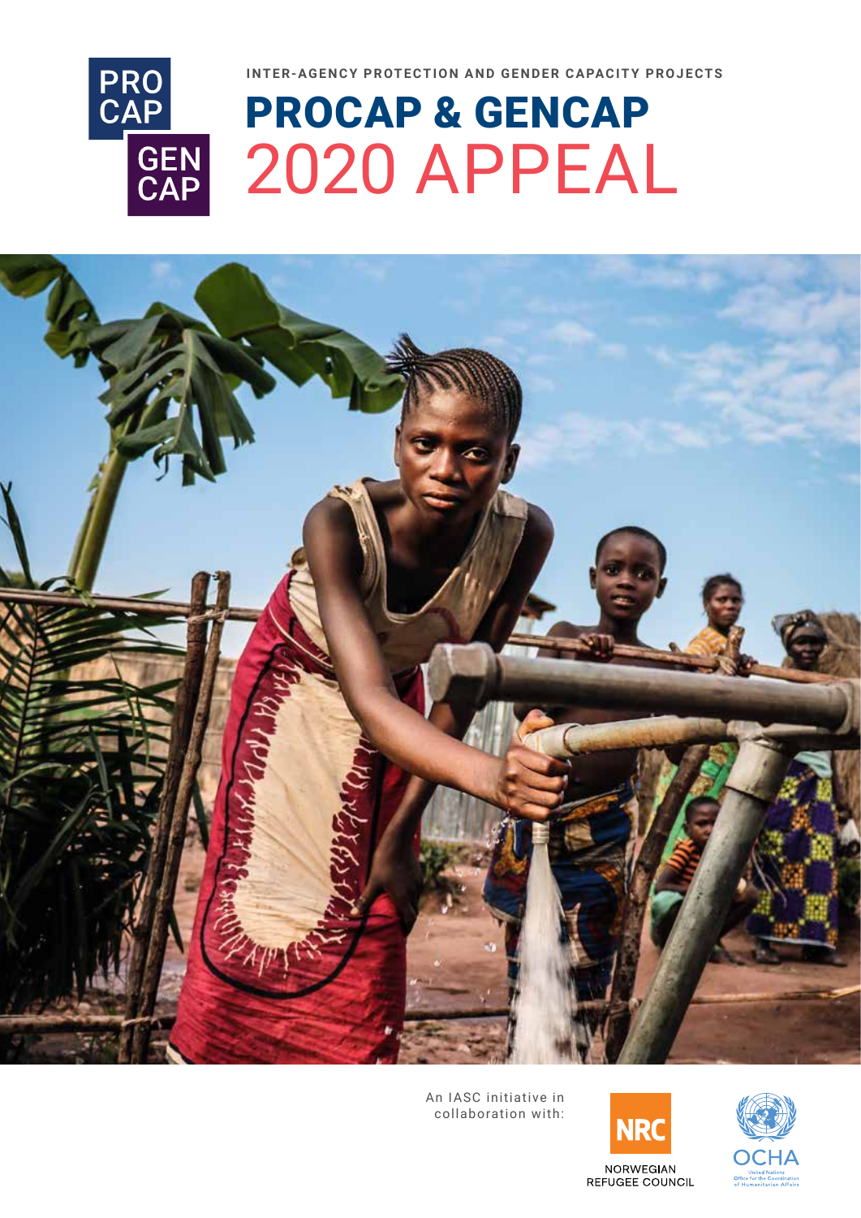PRO CAP

GEN CAP

INTER-AGENCY PROTECTION AND GENDER CAPACITY PROJECTS

# PROCAP & GENCAP

# 2020 APPEAL

An IASC initiative in collaboration with:

NRC NORWEGIAN REFUGEE COUNCIL

OCHA United Nations Office for the Coordination of Humanitarian Affairs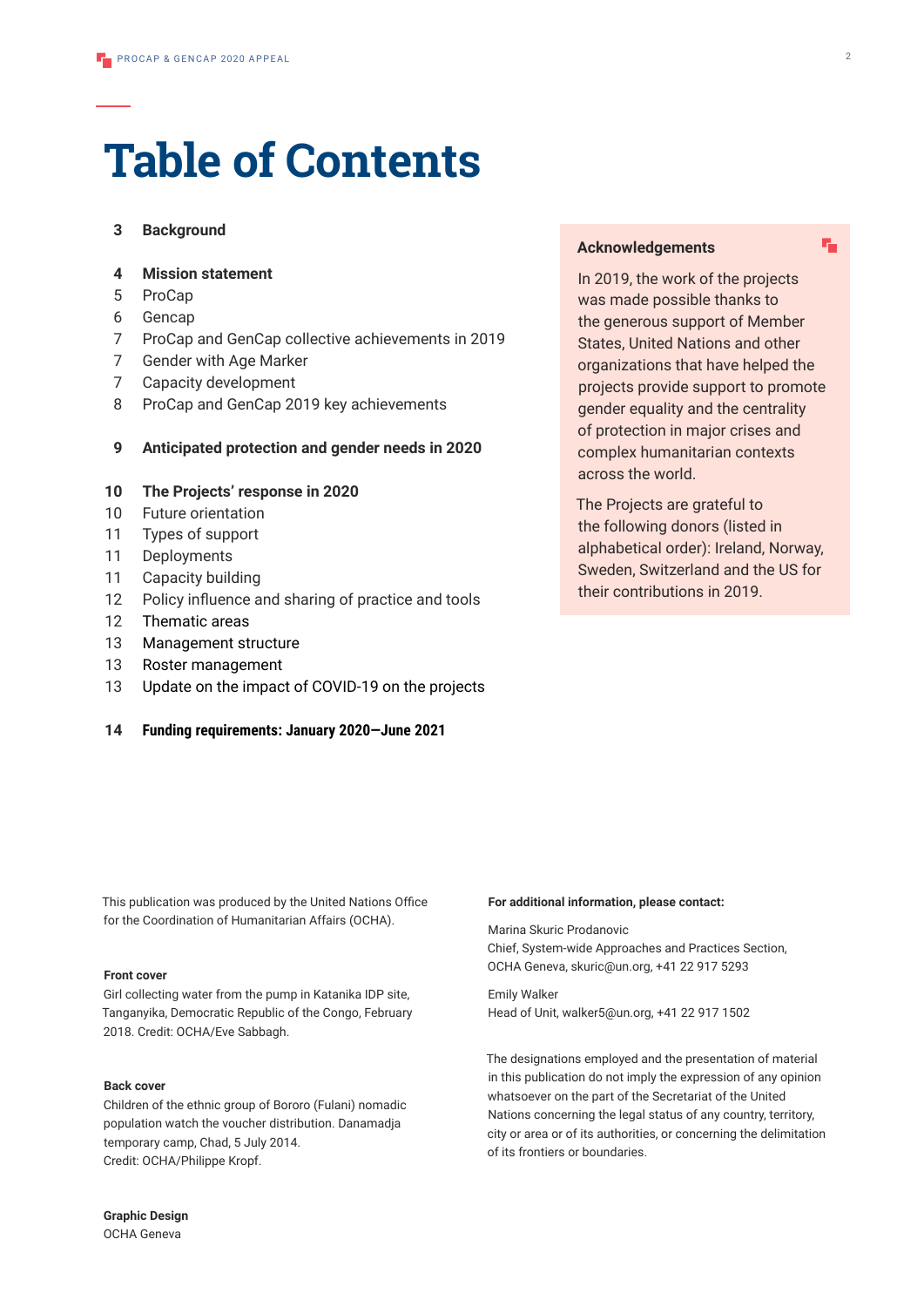# Table of Contents

**3 Background**

**4 Mission statement**
5 ProCap
6 Gencap
7 ProCap and GenCap collective achievements in 2019
7 Gender with Age Marker
7 Capacity development
8 ProCap and GenCap 2019 key achievements

**9 Anticipated protection and gender needs in 2020**

**10 The Projects' response in 2020**
10 Future orientation
11 Types of support
11 Deployments
11 Capacity building
12 Policy influence and sharing of practice and tools
12 Thematic areas
13 Management structure
13 Roster management
13 Update on the impact of COVID-19 on the projects

**14 Funding requirements: January 2020—June 2021**

### Acknowledgements

In 2019, the work of the projects was made possible thanks to the generous support of Member States, United Nations and other organizations that have helped the projects provide support to promote gender equality and the centrality of protection in major crises and complex humanitarian contexts across the world.

The Projects are grateful to the following donors (listed in alphabetical order): Ireland, Norway, Sweden, Switzerland and the US for their contributions in 2019.

This publication was produced by the United Nations Office for the Coordination of Humanitarian Affairs (OCHA).

**Front cover**
Girl collecting water from the pump in Katanika IDP site, Tanganyika, Democratic Republic of the Congo, February 2018. Credit: OCHA/Eve Sabbagh.

**Back cover**
Children of the ethnic group of Bororo (Fulani) nomadic population watch the voucher distribution. Danamadja temporary camp, Chad, 5 July 2014.
Credit: OCHA/Philippe Kropf.

**Graphic Design**
OCHA Geneva

**For additional information, please contact:**

Marina Skuric Prodanovic
Chief, System-wide Approaches and Practices Section, OCHA Geneva, skuric@un.org, +41 22 917 5293

Emily Walker
Head of Unit, walker5@un.org, +41 22 917 1502

The designations employed and the presentation of material in this publication do not imply the expression of any opinion whatsoever on the part of the Secretariat of the United Nations concerning the legal status of any country, territory, city or area or of its authorities, or concerning the delimitation of its frontiers or boundaries.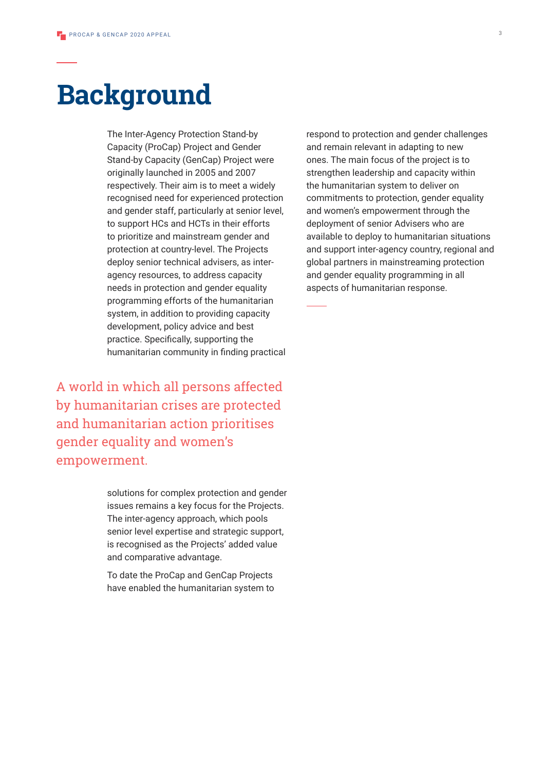# Background

The Inter-Agency Protection Stand-by Capacity (ProCap) Project and Gender Stand-by Capacity (GenCap) Project were originally launched in 2005 and 2007 respectively. Their aim is to meet a widely recognised need for experienced protection and gender staff, particularly at senior level, to support HCs and HCTs in their efforts to prioritize and mainstream gender and protection at country-level. The Projects deploy senior technical advisers, as inter-agency resources, to address capacity needs in protection and gender equality programming efforts of the humanitarian system, in addition to providing capacity development, policy advice and best practice. Specifically, supporting the humanitarian community in finding practical solutions for complex protection and gender issues remains a key focus for the Projects. The inter-agency approach, which pools senior level expertise and strategic support, is recognised as the Projects' added value and comparative advantage.

> A world in which all persons affected by humanitarian crises are protected and humanitarian action prioritises gender equality and women's empowerment.

To date the ProCap and GenCap Projects have enabled the humanitarian system to respond to protection and gender challenges and remain relevant in adapting to new ones. The main focus of the project is to strengthen leadership and capacity within the humanitarian system to deliver on commitments to protection, gender equality and women's empowerment through the deployment of senior Advisers who are available to deploy to humanitarian situations and support inter-agency country, regional and global partners in mainstreaming protection and gender equality programming in all aspects of humanitarian response.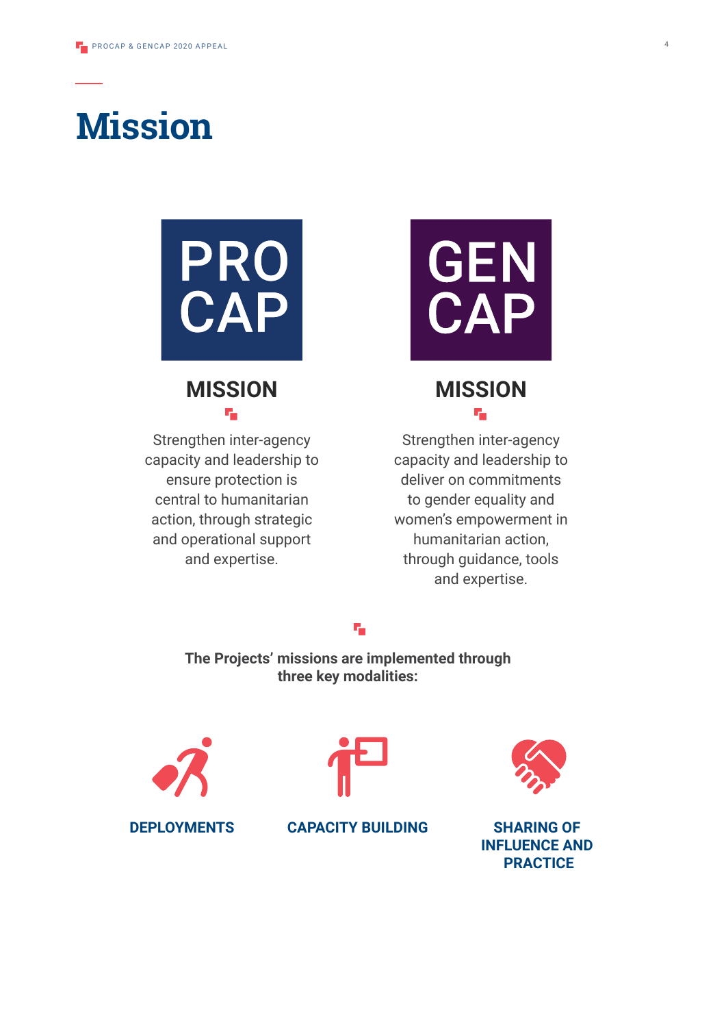# Mission

PRO CAP

## MISSION

Strengthen inter-agency capacity and leadership to ensure protection is central to humanitarian action, through strategic and operational support and expertise.

GEN CAP

## MISSION

Strengthen inter-agency capacity and leadership to deliver on commitments to gender equality and women's empowerment in humanitarian action, through guidance, tools and expertise.

**The Projects' missions are implemented through three key modalities:**

**DEPLOYMENTS**

**CAPACITY BUILDING**

**SHARING OF INFLUENCE AND PRACTICE**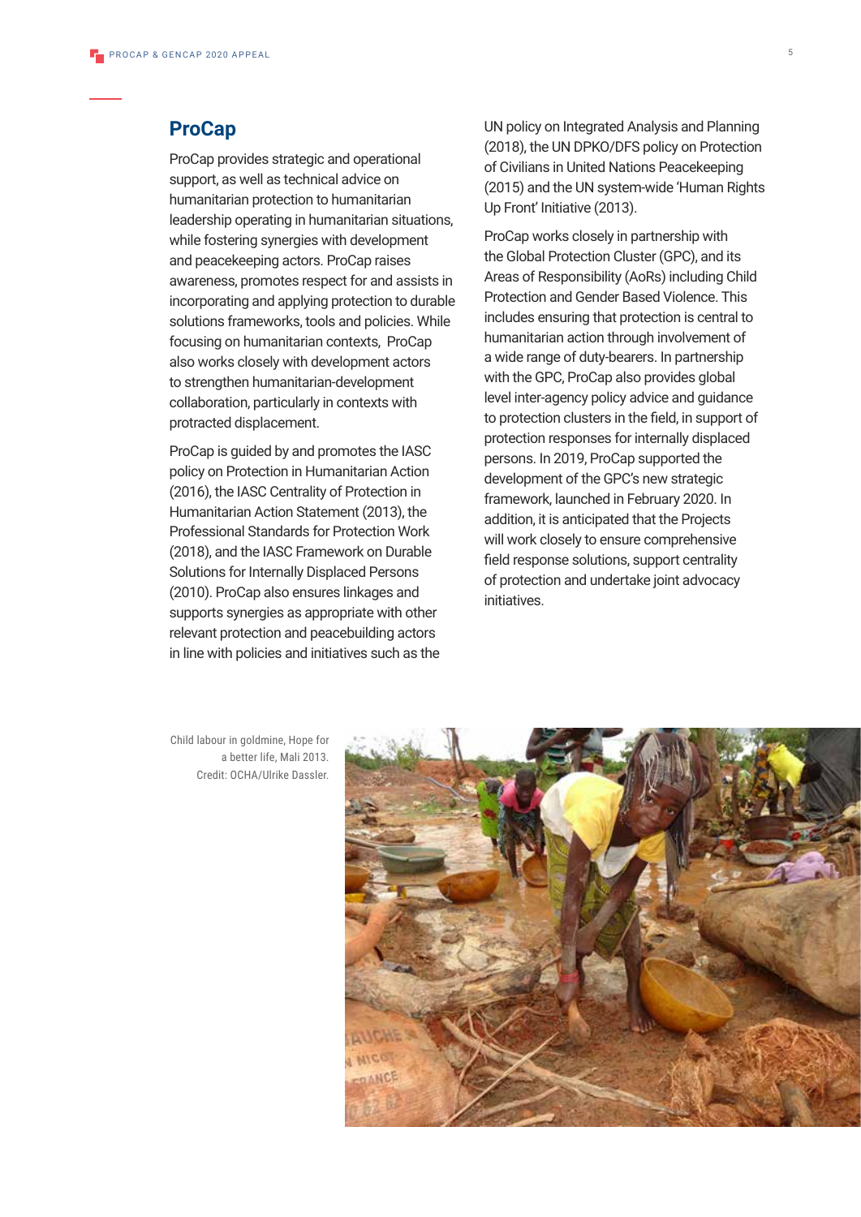## ProCap

ProCap provides strategic and operational support, as well as technical advice on humanitarian protection to humanitarian leadership operating in humanitarian situations, while fostering synergies with development and peacekeeping actors. ProCap raises awareness, promotes respect for and assists in incorporating and applying protection to durable solutions frameworks, tools and policies. While focusing on humanitarian contexts, ProCap also works closely with development actors to strengthen humanitarian-development collaboration, particularly in contexts with protracted displacement.

ProCap is guided by and promotes the IASC policy on Protection in Humanitarian Action (2016), the IASC Centrality of Protection in Humanitarian Action Statement (2013), the Professional Standards for Protection Work (2018), and the IASC Framework on Durable Solutions for Internally Displaced Persons (2010). ProCap also ensures linkages and supports synergies as appropriate with other relevant protection and peacebuilding actors in line with policies and initiatives such as the UN policy on Integrated Analysis and Planning (2018), the UN DPKO/DFS policy on Protection of Civilians in United Nations Peacekeeping (2015) and the UN system-wide 'Human Rights Up Front' Initiative (2013).

ProCap works closely in partnership with the Global Protection Cluster (GPC), and its Areas of Responsibility (AoRs) including Child Protection and Gender Based Violence. This includes ensuring that protection is central to humanitarian action through involvement of a wide range of duty-bearers. In partnership with the GPC, ProCap also provides global level inter-agency policy advice and guidance to protection clusters in the field, in support of protection responses for internally displaced persons. In 2019, ProCap supported the development of the GPC's new strategic framework, launched in February 2020. In addition, it is anticipated that the Projects will work closely to ensure comprehensive field response solutions, support centrality of protection and undertake joint advocacy initiatives.

Child labour in goldmine, Hope for a better life, Mali 2013. Credit: OCHA/Ulrike Dassler.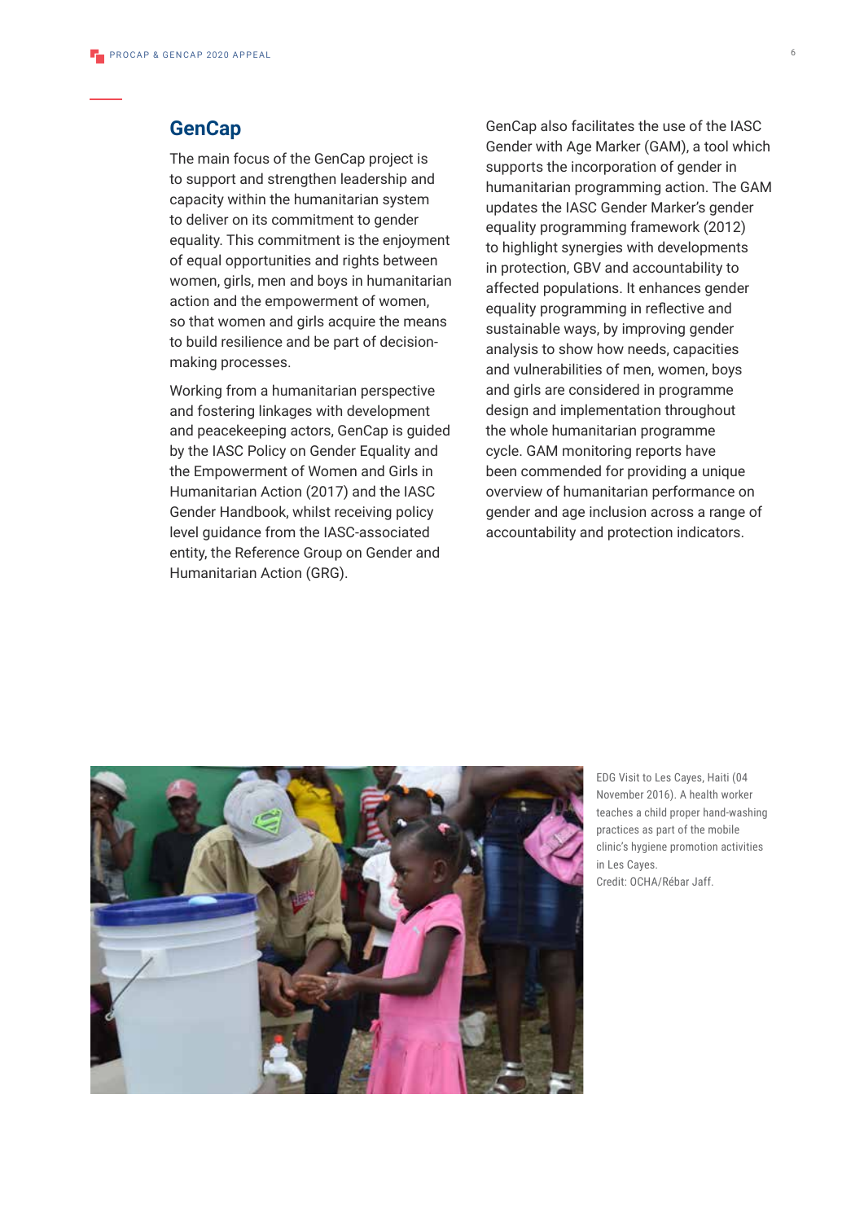## GenCap

The main focus of the GenCap project is to support and strengthen leadership and capacity within the humanitarian system to deliver on its commitment to gender equality. This commitment is the enjoyment of equal opportunities and rights between women, girls, men and boys in humanitarian action and the empowerment of women, so that women and girls acquire the means to build resilience and be part of decision-making processes.

Working from a humanitarian perspective and fostering linkages with development and peacekeeping actors, GenCap is guided by the IASC Policy on Gender Equality and the Empowerment of Women and Girls in Humanitarian Action (2017) and the IASC Gender Handbook, whilst receiving policy level guidance from the IASC-associated entity, the Reference Group on Gender and Humanitarian Action (GRG).

GenCap also facilitates the use of the IASC Gender with Age Marker (GAM), a tool which supports the incorporation of gender in humanitarian programming action. The GAM updates the IASC Gender Marker's gender equality programming framework (2012) to highlight synergies with developments in protection, GBV and accountability to affected populations. It enhances gender equality programming in reflective and sustainable ways, by improving gender analysis to show how needs, capacities and vulnerabilities of men, women, boys and girls are considered in programme design and implementation throughout the whole humanitarian programme cycle. GAM monitoring reports have been commended for providing a unique overview of humanitarian performance on gender and age inclusion across a range of accountability and protection indicators.

EDG Visit to Les Cayes, Haiti (04 November 2016). A health worker teaches a child proper hand-washing practices as part of the mobile clinic's hygiene promotion activities in Les Cayes.
Credit: OCHA/Rébar Jaff.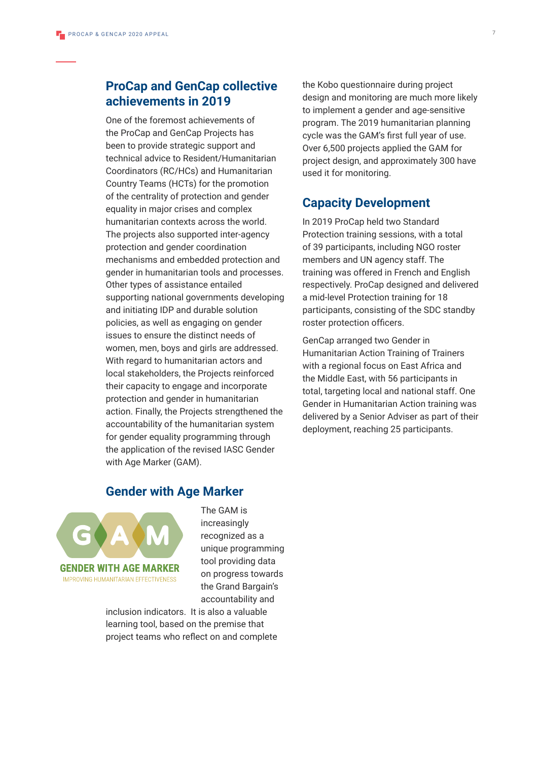## ProCap and GenCap collective achievements in 2019

One of the foremost achievements of the ProCap and GenCap Projects has been to provide strategic support and technical advice to Resident/Humanitarian Coordinators (RC/HCs) and Humanitarian Country Teams (HCTs) for the promotion of the centrality of protection and gender equality in major crises and complex humanitarian contexts across the world. The projects also supported inter-agency protection and gender coordination mechanisms and embedded protection and gender in humanitarian tools and processes. Other types of assistance entailed supporting national governments developing and initiating IDP and durable solution policies, as well as engaging on gender issues to ensure the distinct needs of women, men, boys and girls are addressed. With regard to humanitarian actors and local stakeholders, the Projects reinforced their capacity to engage and incorporate protection and gender in humanitarian action. Finally, the Projects strengthened the accountability of the humanitarian system for gender equality programming through the application of the revised IASC Gender with Age Marker (GAM).

## Gender with Age Marker

GAM
GENDER WITH AGE MARKER
IMPROVING HUMANITARIAN EFFECTIVENESS

The GAM is increasingly recognized as a unique programming tool providing data on progress towards the Grand Bargain's accountability and inclusion indicators. It is also a valuable learning tool, based on the premise that project teams who reflect on and complete the Kobo questionnaire during project design and monitoring are much more likely to implement a gender and age-sensitive program. The 2019 humanitarian planning cycle was the GAM's first full year of use. Over 6,500 projects applied the GAM for project design, and approximately 300 have used it for monitoring.

## Capacity Development

In 2019 ProCap held two Standard Protection training sessions, with a total of 39 participants, including NGO roster members and UN agency staff. The training was offered in French and English respectively. ProCap designed and delivered a mid-level Protection training for 18 participants, consisting of the SDC standby roster protection officers.

GenCap arranged two Gender in Humanitarian Action Training of Trainers with a regional focus on East Africa and the Middle East, with 56 participants in total, targeting local and national staff. One Gender in Humanitarian Action training was delivered by a Senior Adviser as part of their deployment, reaching 25 participants.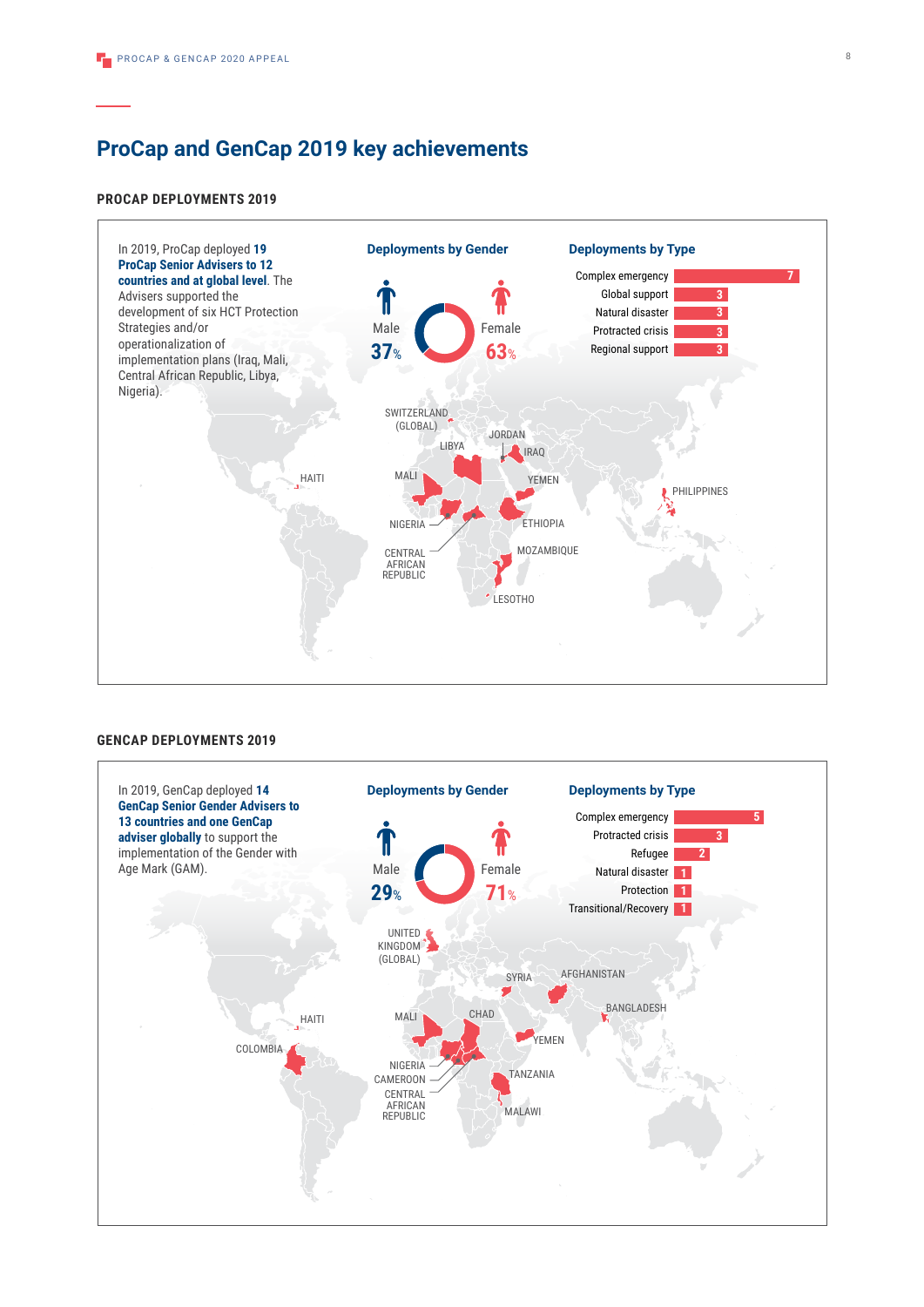## ProCap and GenCap 2019 key achievements

### PROCAP DEPLOYMENTS 2019

In 2019, ProCap deployed **19 ProCap Senior Advisers to 12 countries and at global level**. The Advisers supported the development of six HCT Protection Strategies and/or operationalization of implementation plans (Iraq, Mali, Central African Republic, Libya, Nigeria).

**Deployments by Gender**

| Male | Female |
|---|---|
| 37% | 63% |

**Deployments by Type**

| Type | Number |
|---|---|
| Complex emergency | 7 |
| Global support | 3 |
| Natural disaster | 3 |
| Protracted crisis | 3 |
| Regional support | 3 |

Countries: Switzerland (Global), Jordan, Libya, Iraq, Haiti, Mali, Yemen, Philippines, Nigeria, Ethiopia, Central African Republic, Mozambique, Lesotho

### GENCAP DEPLOYMENTS 2019

In 2019, GenCap deployed **14 GenCap Senior Gender Advisers to 13 countries and one GenCap adviser globally** to support the implementation of the Gender with Age Mark (GAM).

**Deployments by Gender**

| Male | Female |
|---|---|
| 29% | 71% |

**Deployments by Type**

| Type | Number |
|---|---|
| Complex emergency | 5 |
| Protracted crisis | 3 |
| Refugee | 2 |
| Natural disaster | 1 |
| Protection | 1 |
| Transitional/Recovery | 1 |

Countries: United Kingdom (Global), Syria, Afghanistan, Haiti, Mali, Chad, Bangladesh, Colombia, Yemen, Nigeria, Cameroon, Tanzania, Central African Republic, Malawi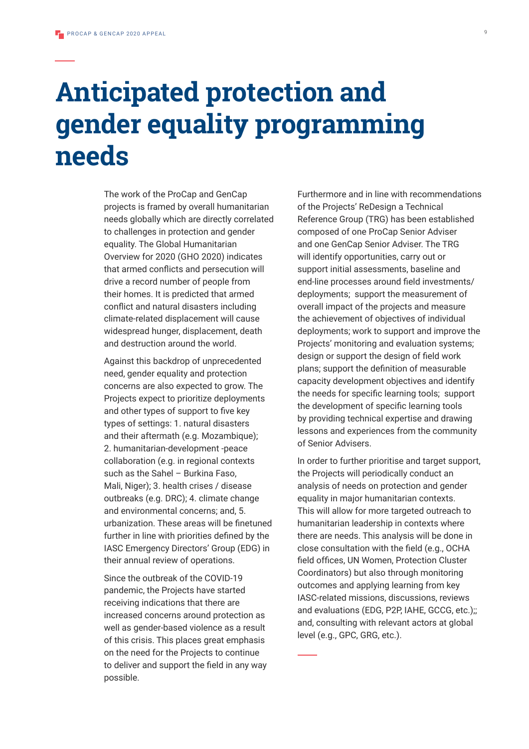# Anticipated protection and gender equality programming needs

The work of the ProCap and GenCap projects is framed by overall humanitarian needs globally which are directly correlated to challenges in protection and gender equality. The Global Humanitarian Overview for 2020 (GHO 2020) indicates that armed conflicts and persecution will drive a record number of people from their homes. It is predicted that armed conflict and natural disasters including climate-related displacement will cause widespread hunger, displacement, death and destruction around the world.

Against this backdrop of unprecedented need, gender equality and protection concerns are also expected to grow. The Projects expect to prioritize deployments and other types of support to five key types of settings: 1. natural disasters and their aftermath (e.g. Mozambique); 2. humanitarian-development -peace collaboration (e.g. in regional contexts such as the Sahel – Burkina Faso, Mali, Niger); 3. health crises / disease outbreaks (e.g. DRC); 4. climate change and environmental concerns; and, 5. urbanization. These areas will be finetuned further in line with priorities defined by the IASC Emergency Directors' Group (EDG) in their annual review of operations.

Since the outbreak of the COVID-19 pandemic, the Projects have started receiving indications that there are increased concerns around protection as well as gender-based violence as a result of this crisis. This places great emphasis on the need for the Projects to continue to deliver and support the field in any way possible.

Furthermore and in line with recommendations of the Projects' ReDesign a Technical Reference Group (TRG) has been established composed of one ProCap Senior Adviser and one GenCap Senior Adviser. The TRG will identify opportunities, carry out or support initial assessments, baseline and end-line processes around field investments/ deployments;  support the measurement of overall impact of the projects and measure the achievement of objectives of individual deployments; work to support and improve the Projects' monitoring and evaluation systems; design or support the design of field work plans; support the definition of measurable capacity development objectives and identify the needs for specific learning tools;  support the development of specific learning tools by providing technical expertise and drawing lessons and experiences from the community of Senior Advisers.

In order to further prioritise and target support, the Projects will periodically conduct an analysis of needs on protection and gender equality in major humanitarian contexts. This will allow for more targeted outreach to humanitarian leadership in contexts where there are needs. This analysis will be done in close consultation with the field (e.g., OCHA field offices, UN Women, Protection Cluster Coordinators) but also through monitoring outcomes and applying learning from key IASC-related missions, discussions, reviews and evaluations (EDG, P2P, IAHE, GCCG, etc.);; and, consulting with relevant actors at global level (e.g., GPC, GRG, etc.).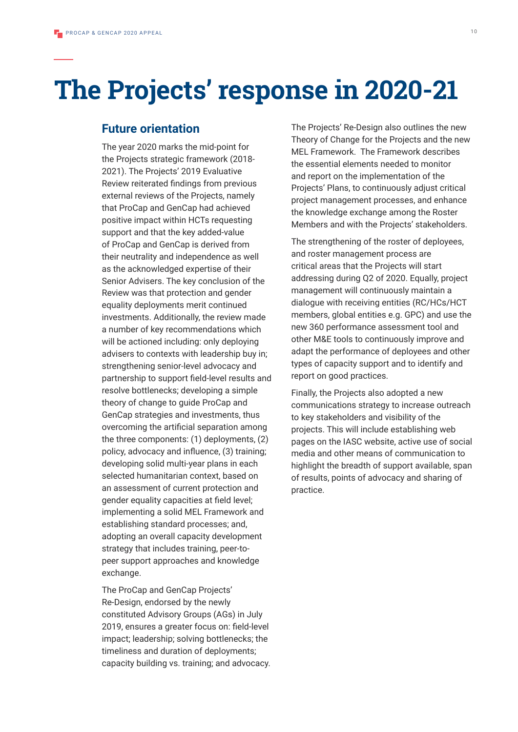# The Projects' response in 2020-21

## Future orientation

The year 2020 marks the mid-point for the Projects strategic framework (2018-2021). The Projects' 2019 Evaluative Review reiterated findings from previous external reviews of the Projects, namely that ProCap and GenCap had achieved positive impact within HCTs requesting support and that the key added-value of ProCap and GenCap is derived from their neutrality and independence as well as the acknowledged expertise of their Senior Advisers. The key conclusion of the Review was that protection and gender equality deployments merit continued investments. Additionally, the review made a number of key recommendations which will be actioned including: only deploying advisers to contexts with leadership buy in; strengthening senior-level advocacy and partnership to support field-level results and resolve bottlenecks; developing a simple theory of change to guide ProCap and GenCap strategies and investments, thus overcoming the artificial separation among the three components: (1) deployments, (2) policy, advocacy and influence, (3) training; developing solid multi-year plans in each selected humanitarian context, based on an assessment of current protection and gender equality capacities at field level; implementing a solid MEL Framework and establishing standard processes; and, adopting an overall capacity development strategy that includes training, peer-to-peer support approaches and knowledge exchange.

The ProCap and GenCap Projects' Re-Design, endorsed by the newly constituted Advisory Groups (AGs) in July 2019, ensures a greater focus on: field-level impact; leadership; solving bottlenecks; the timeliness and duration of deployments; capacity building vs. training; and advocacy.

The Projects' Re-Design also outlines the new Theory of Change for the Projects and the new MEL Framework. The Framework describes the essential elements needed to monitor and report on the implementation of the Projects' Plans, to continuously adjust critical project management processes, and enhance the knowledge exchange among the Roster Members and with the Projects' stakeholders.

The strengthening of the roster of deployees, and roster management process are critical areas that the Projects will start addressing during Q2 of 2020. Equally, project management will continuously maintain a dialogue with receiving entities (RC/HCs/HCT members, global entities e.g. GPC) and use the new 360 performance assessment tool and other M&E tools to continuously improve and adapt the performance of deployees and other types of capacity support and to identify and report on good practices.

Finally, the Projects also adopted a new communications strategy to increase outreach to key stakeholders and visibility of the projects. This will include establishing web pages on the IASC website, active use of social media and other means of communication to highlight the breadth of support available, span of results, points of advocacy and sharing of practice.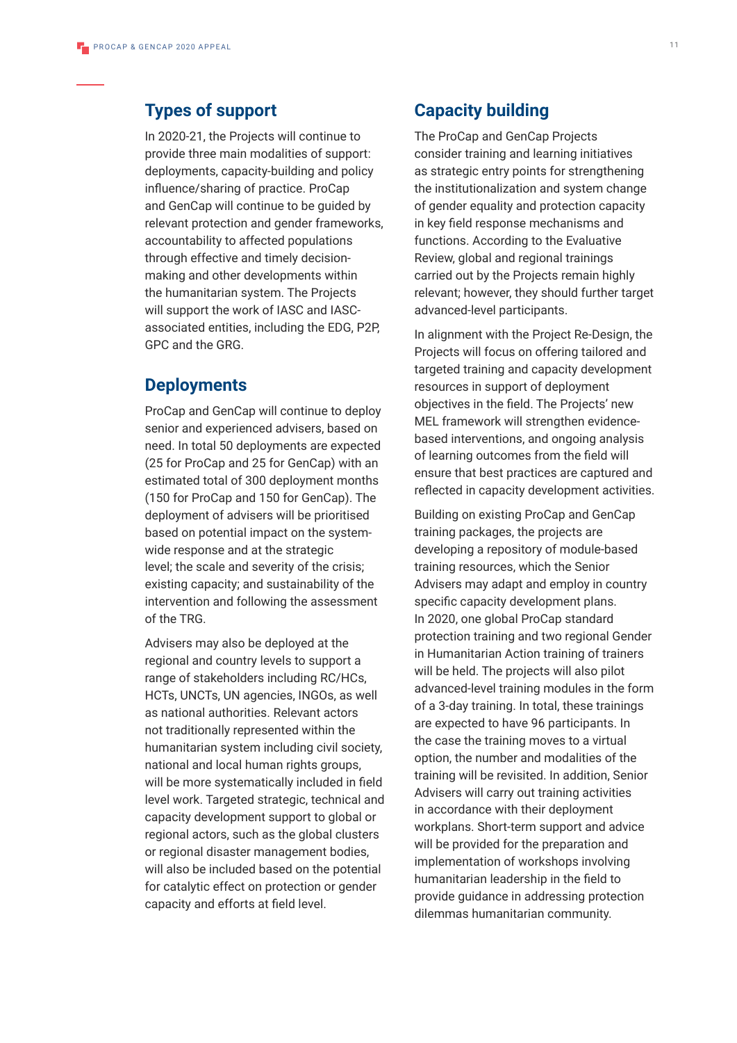## Types of support

In 2020-21, the Projects will continue to provide three main modalities of support: deployments, capacity-building and policy influence/sharing of practice. ProCap and GenCap will continue to be guided by relevant protection and gender frameworks, accountability to affected populations through effective and timely decision-making and other developments within the humanitarian system. The Projects will support the work of IASC and IASC-associated entities, including the EDG, P2P, GPC and the GRG.

## Deployments

ProCap and GenCap will continue to deploy senior and experienced advisers, based on need. In total 50 deployments are expected (25 for ProCap and 25 for GenCap) with an estimated total of 300 deployment months (150 for ProCap and 150 for GenCap). The deployment of advisers will be prioritised based on potential impact on the system-wide response and at the strategic level; the scale and severity of the crisis; existing capacity; and sustainability of the intervention and following the assessment of the TRG.

Advisers may also be deployed at the regional and country levels to support a range of stakeholders including RC/HCs, HCTs, UNCTs, UN agencies, INGOs, as well as national authorities. Relevant actors not traditionally represented within the humanitarian system including civil society, national and local human rights groups, will be more systematically included in field level work. Targeted strategic, technical and capacity development support to global or regional actors, such as the global clusters or regional disaster management bodies, will also be included based on the potential for catalytic effect on protection or gender capacity and efforts at field level.

## Capacity building

The ProCap and GenCap Projects consider training and learning initiatives as strategic entry points for strengthening the institutionalization and system change of gender equality and protection capacity in key field response mechanisms and functions. According to the Evaluative Review, global and regional trainings carried out by the Projects remain highly relevant; however, they should further target advanced-level participants.

In alignment with the Project Re-Design, the Projects will focus on offering tailored and targeted training and capacity development resources in support of deployment objectives in the field. The Projects' new MEL framework will strengthen evidence-based interventions, and ongoing analysis of learning outcomes from the field will ensure that best practices are captured and reflected in capacity development activities.

Building on existing ProCap and GenCap training packages, the projects are developing a repository of module-based training resources, which the Senior Advisers may adapt and employ in country specific capacity development plans. In 2020, one global ProCap standard protection training and two regional Gender in Humanitarian Action training of trainers will be held. The projects will also pilot advanced-level training modules in the form of a 3-day training. In total, these trainings are expected to have 96 participants. In the case the training moves to a virtual option, the number and modalities of the training will be revisited. In addition, Senior Advisers will carry out training activities in accordance with their deployment workplans. Short-term support and advice will be provided for the preparation and implementation of workshops involving humanitarian leadership in the field to provide guidance in addressing protection dilemmas humanitarian community.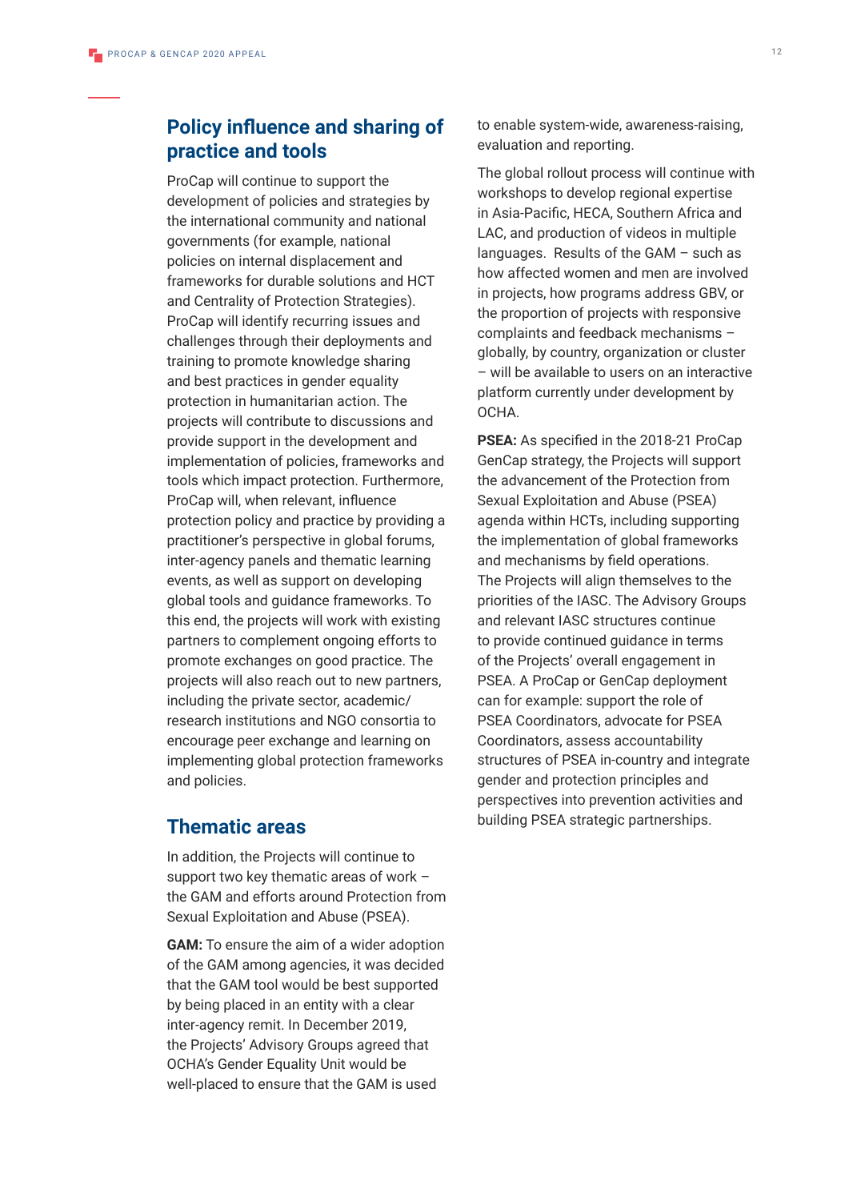## Policy influence and sharing of practice and tools

ProCap will continue to support the development of policies and strategies by the international community and national governments (for example, national policies on internal displacement and frameworks for durable solutions and HCT and Centrality of Protection Strategies). ProCap will identify recurring issues and challenges through their deployments and training to promote knowledge sharing and best practices in gender equality protection in humanitarian action. The projects will contribute to discussions and provide support in the development and implementation of policies, frameworks and tools which impact protection. Furthermore, ProCap will, when relevant, influence protection policy and practice by providing a practitioner's perspective in global forums, inter-agency panels and thematic learning events, as well as support on developing global tools and guidance frameworks. To this end, the projects will work with existing partners to complement ongoing efforts to promote exchanges on good practice. The projects will also reach out to new partners, including the private sector, academic/research institutions and NGO consortia to encourage peer exchange and learning on implementing global protection frameworks and policies.

## Thematic areas

In addition, the Projects will continue to support two key thematic areas of work – the GAM and efforts around Protection from Sexual Exploitation and Abuse (PSEA).

**GAM:** To ensure the aim of a wider adoption of the GAM among agencies, it was decided that the GAM tool would be best supported by being placed in an entity with a clear inter-agency remit. In December 2019, the Projects' Advisory Groups agreed that OCHA's Gender Equality Unit would be well-placed to ensure that the GAM is used to enable system-wide, awareness-raising, evaluation and reporting.

The global rollout process will continue with workshops to develop regional expertise in Asia-Pacific, HECA, Southern Africa and LAC, and production of videos in multiple languages. Results of the GAM – such as how affected women and men are involved in projects, how programs address GBV, or the proportion of projects with responsive complaints and feedback mechanisms – globally, by country, organization or cluster – will be available to users on an interactive platform currently under development by OCHA.

**PSEA:** As specified in the 2018-21 ProCap GenCap strategy, the Projects will support the advancement of the Protection from Sexual Exploitation and Abuse (PSEA) agenda within HCTs, including supporting the implementation of global frameworks and mechanisms by field operations. The Projects will align themselves to the priorities of the IASC. The Advisory Groups and relevant IASC structures continue to provide continued guidance in terms of the Projects' overall engagement in PSEA. A ProCap or GenCap deployment can for example: support the role of PSEA Coordinators, advocate for PSEA Coordinators, assess accountability structures of PSEA in-country and integrate gender and protection principles and perspectives into prevention activities and building PSEA strategic partnerships.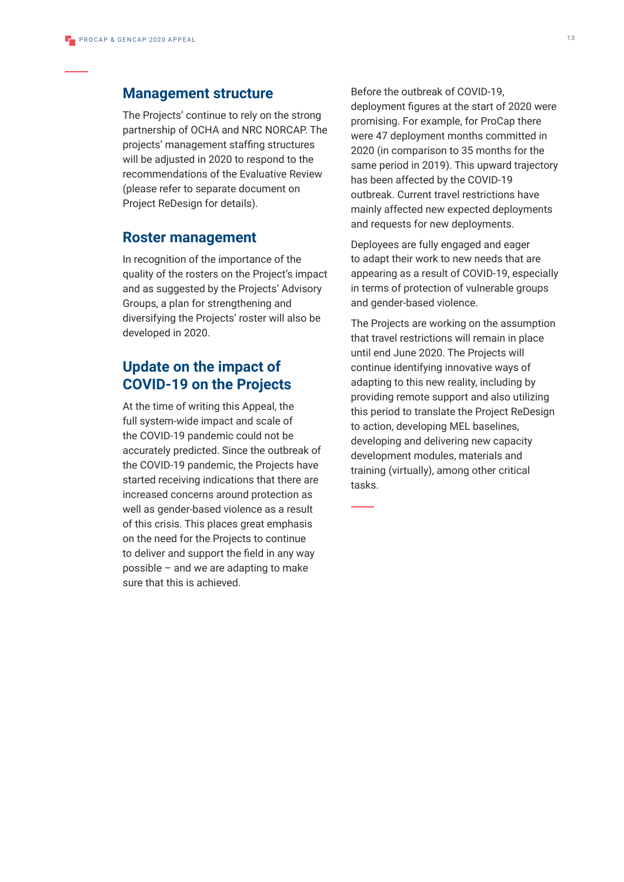## Management structure

The Projects' continue to rely on the strong partnership of OCHA and NRC NORCAP. The projects' management staffing structures will be adjusted in 2020 to respond to the recommendations of the Evaluative Review (please refer to separate document on Project ReDesign for details).

## Roster management

In recognition of the importance of the quality of the rosters on the Project's impact and as suggested by the Projects' Advisory Groups, a plan for strengthening and diversifying the Projects' roster will also be developed in 2020.

## Update on the impact of COVID-19 on the Projects

At the time of writing this Appeal, the full system-wide impact and scale of the COVID-19 pandemic could not be accurately predicted. Since the outbreak of the COVID-19 pandemic, the Projects have started receiving indications that there are increased concerns around protection as well as gender-based violence as a result of this crisis. This places great emphasis on the need for the Projects to continue to deliver and support the field in any way possible – and we are adapting to make sure that this is achieved.

Before the outbreak of COVID-19, deployment figures at the start of 2020 were promising. For example, for ProCap there were 47 deployment months committed in 2020 (in comparison to 35 months for the same period in 2019). This upward trajectory has been affected by the COVID-19 outbreak. Current travel restrictions have mainly affected new expected deployments and requests for new deployments.

Deployees are fully engaged and eager to adapt their work to new needs that are appearing as a result of COVID-19, especially in terms of protection of vulnerable groups and gender-based violence.

The Projects are working on the assumption that travel restrictions will remain in place until end June 2020. The Projects will continue identifying innovative ways of adapting to this new reality, including by providing remote support and also utilizing this period to translate the Project ReDesign to action, developing MEL baselines, developing and delivering new capacity development modules, materials and training (virtually), among other critical tasks.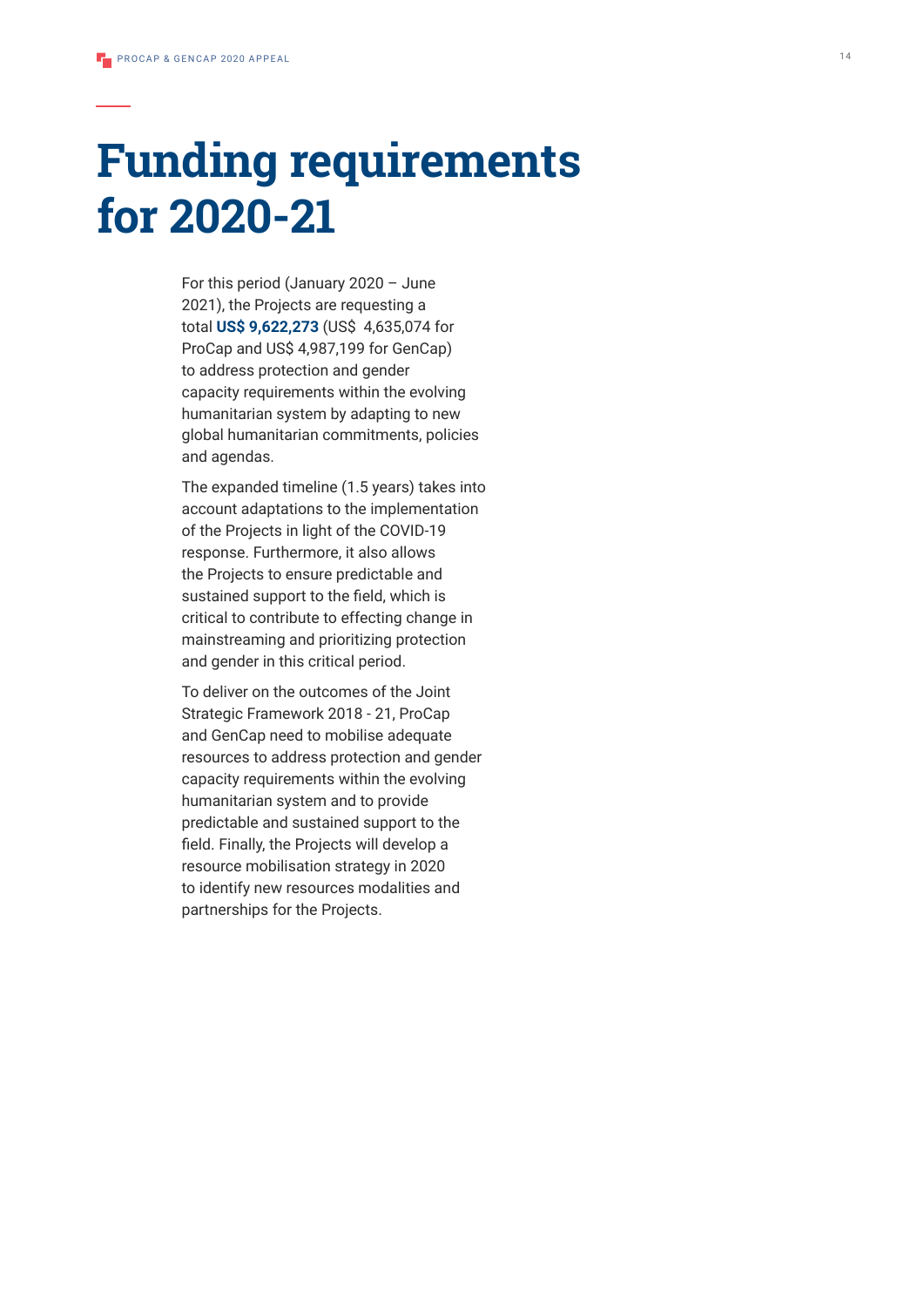# Funding requirements for 2020-21

For this period (January 2020 – June 2021), the Projects are requesting a total **US$ 9,622,273** (US$ 4,635,074 for ProCap and US$ 4,987,199 for GenCap) to address protection and gender capacity requirements within the evolving humanitarian system by adapting to new global humanitarian commitments, policies and agendas.

The expanded timeline (1.5 years) takes into account adaptations to the implementation of the Projects in light of the COVID-19 response. Furthermore, it also allows the Projects to ensure predictable and sustained support to the field, which is critical to contribute to effecting change in mainstreaming and prioritizing protection and gender in this critical period.

To deliver on the outcomes of the Joint Strategic Framework 2018 - 21, ProCap and GenCap need to mobilise adequate resources to address protection and gender capacity requirements within the evolving humanitarian system and to provide predictable and sustained support to the field. Finally, the Projects will develop a resource mobilisation strategy in 2020 to identify new resources modalities and partnerships for the Projects.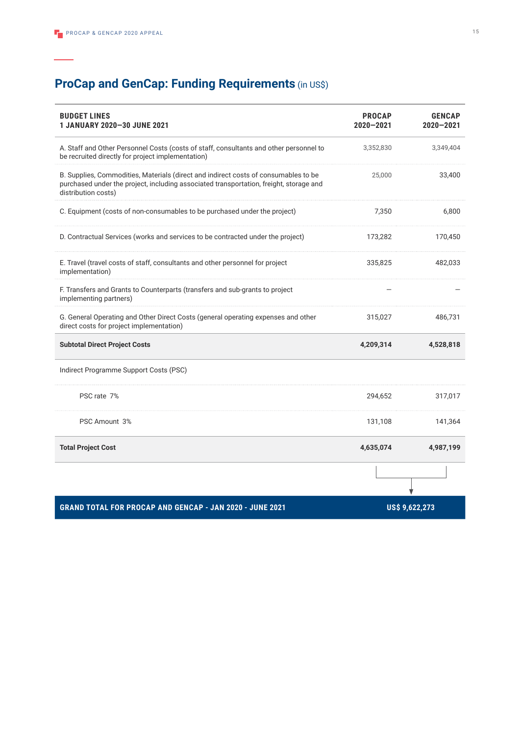## ProCap and GenCap: Funding Requirements (in US$)

| BUDGET LINES 1 JANUARY 2020–30 JUNE 2021 | PROCAP 2020–2021 | GENCAP 2020–2021 |
|---|---|---|
| A. Staff and Other Personnel Costs (costs of staff, consultants and other personnel to be recruited directly for project implementation) | 3,352,830 | 3,349,404 |
| B. Supplies, Commodities, Materials (direct and indirect costs of consumables to be purchased under the project, including associated transportation, freight, storage and distribution costs) | 25,000 | 33,400 |
| C. Equipment (costs of non-consumables to be purchased under the project) | 7,350 | 6,800 |
| D. Contractual Services (works and services to be contracted under the project) | 173,282 | 170,450 |
| E. Travel (travel costs of staff, consultants and other personnel for project implementation) | 335,825 | 482,033 |
| F. Transfers and Grants to Counterparts (transfers and sub-grants to project implementing partners) | – | – |
| G. General Operating and Other Direct Costs (general operating expenses and other direct costs for project implementation) | 315,027 | 486,731 |
| **Subtotal Direct Project Costs** | **4,209,314** | **4,528,818** |
| Indirect Programme Support Costs (PSC) | | |
| PSC rate 7% | 294,652 | 317,017 |
| PSC Amount 3% | 131,108 | 141,364 |
| **Total Project Cost** | **4,635,074** | **4,987,199** |

**GRAND TOTAL FOR PROCAP AND GENCAP - JAN 2020 - JUNE 2021** **US$ 9,622,273**